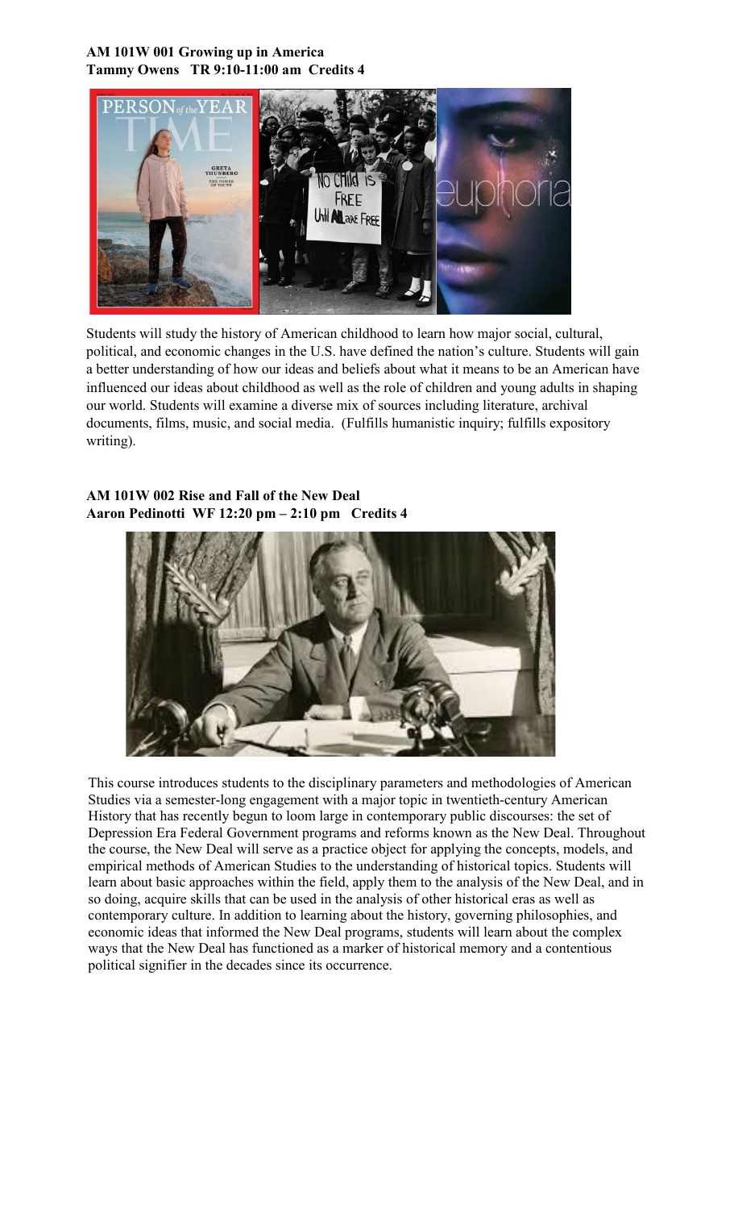**AM 101W 001 Growing up in America**
**Tammy Owens TR 9:10-11:00 am Credits 4**

Students will study the history of American childhood to learn how major social, cultural, political, and economic changes in the U.S. have defined the nation's culture. Students will gain a better understanding of how our ideas and beliefs about what it means to be an American have influenced our ideas about childhood as well as the role of children and young adults in shaping our world. Students will examine a diverse mix of sources including literature, archival documents, films, music, and social media. (Fulfills humanistic inquiry; fulfills expository writing).

**AM 101W 002 Rise and Fall of the New Deal**
**Aaron Pedinotti WF 12:20 pm – 2:10 pm Credits 4**

This course introduces students to the disciplinary parameters and methodologies of American Studies via a semester-long engagement with a major topic in twentieth-century American History that has recently begun to loom large in contemporary public discourses: the set of Depression Era Federal Government programs and reforms known as the New Deal. Throughout the course, the New Deal will serve as a practice object for applying the concepts, models, and empirical methods of American Studies to the understanding of historical topics. Students will learn about basic approaches within the field, apply them to the analysis of the New Deal, and in so doing, acquire skills that can be used in the analysis of other historical eras as well as contemporary culture. In addition to learning about the history, governing philosophies, and economic ideas that informed the New Deal programs, students will learn about the complex ways that the New Deal has functioned as a marker of historical memory and a contentious political signifier in the decades since its occurrence.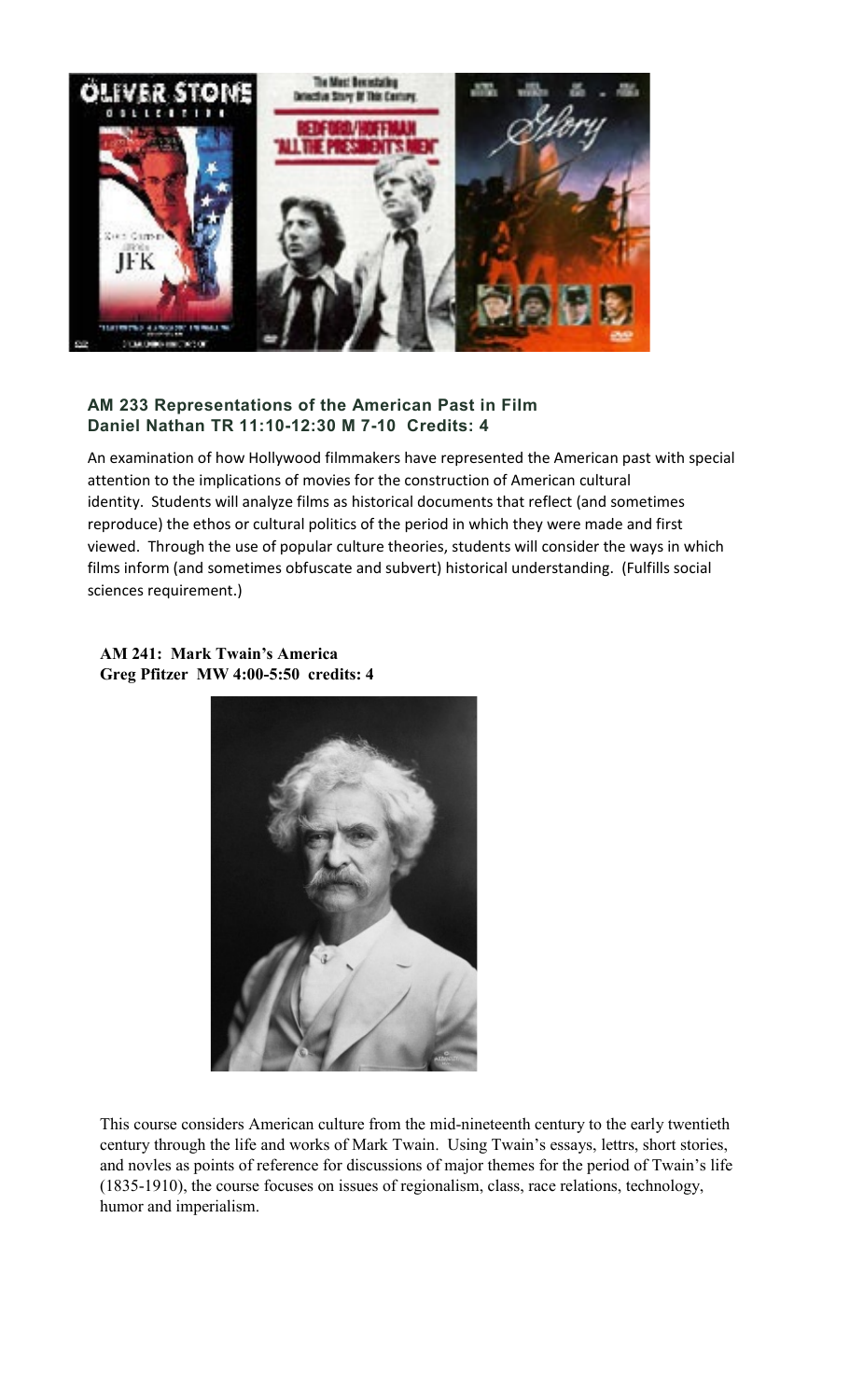**AM 233 Representations of the American Past in Film**
**Daniel Nathan TR 11:10-12:30 M 7-10 Credits: 4**

An examination of how Hollywood filmmakers have represented the American past with special attention to the implications of movies for the construction of American cultural identity. Students will analyze films as historical documents that reflect (and sometimes reproduce) the ethos or cultural politics of the period in which they were made and first viewed. Through the use of popular culture theories, students will consider the ways in which films inform (and sometimes obfuscate and subvert) historical understanding. (Fulfills social sciences requirement.)

**AM 241: Mark Twain's America**
**Greg Pfitzer MW 4:00-5:50 credits: 4**

This course considers American culture from the mid-nineteenth century to the early twentieth century through the life and works of Mark Twain. Using Twain's essays, lettrs, short stories, and novles as points of reference for discussions of major themes for the period of Twain's life (1835-1910), the course focuses on issues of regionalism, class, race relations, technology, humor and imperialism.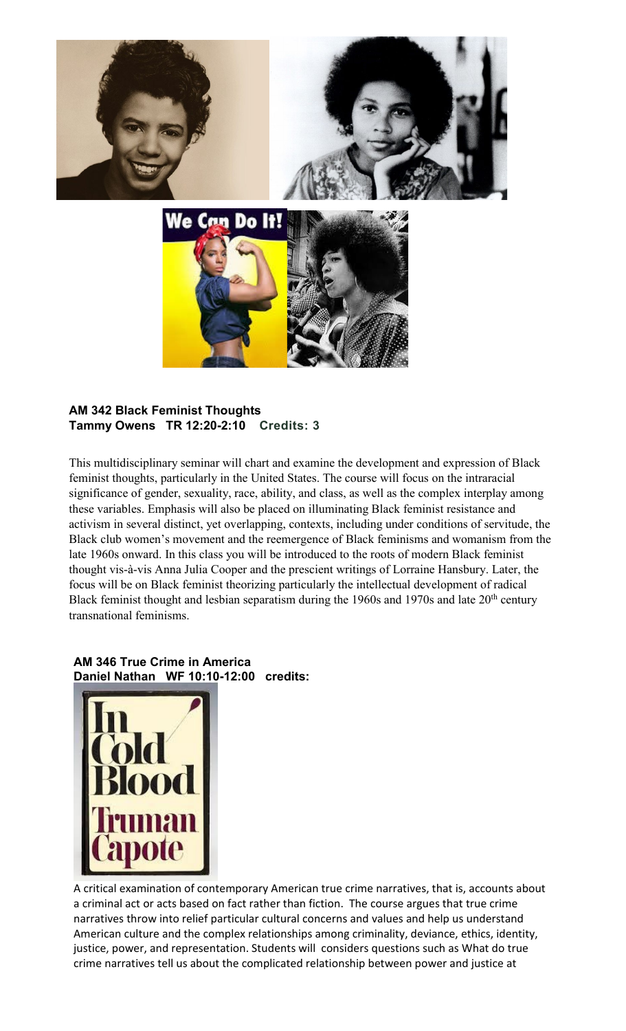**AM 342 Black Feminist Thoughts**
**Tammy Owens TR 12:20-2:10 Credits: 3**

This multidisciplinary seminar will chart and examine the development and expression of Black feminist thoughts, particularly in the United States. The course will focus on the intraracial significance of gender, sexuality, race, ability, and class, as well as the complex interplay among these variables. Emphasis will also be placed on illuminating Black feminist resistance and activism in several distinct, yet overlapping, contexts, including under conditions of servitude, the Black club women's movement and the reemergence of Black feminisms and womanism from the late 1960s onward. In this class you will be introduced to the roots of modern Black feminist thought vis-à-vis Anna Julia Cooper and the prescient writings of Lorraine Hansbury. Later, the focus will be on Black feminist theorizing particularly the intellectual development of radical Black feminist thought and lesbian separatism during the 1960s and 1970s and late 20th century transnational feminisms.

**AM 346 True Crime in America**
**Daniel Nathan WF 10:10-12:00 credits:**

A critical examination of contemporary American true crime narratives, that is, accounts about a criminal act or acts based on fact rather than fiction. The course argues that true crime narratives throw into relief particular cultural concerns and values and help us understand American culture and the complex relationships among criminality, deviance, ethics, identity, justice, power, and representation. Students will considers questions such as What do true crime narratives tell us about the complicated relationship between power and justice at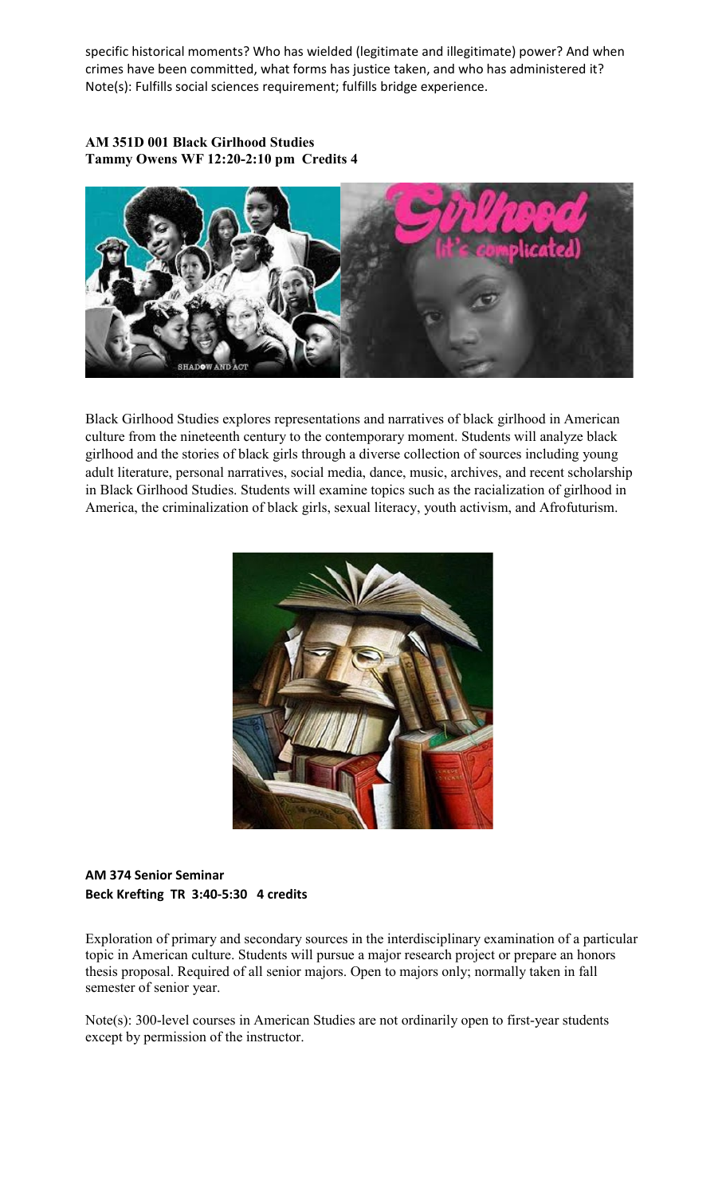specific historical moments? Who has wielded (legitimate and illegitimate) power? And when crimes have been committed, what forms has justice taken, and who has administered it? Note(s): Fulfills social sciences requirement; fulfills bridge experience.

**AM 351D 001 Black Girlhood Studies**
**Tammy Owens WF 12:20-2:10 pm Credits 4**

Black Girlhood Studies explores representations and narratives of black girlhood in American culture from the nineteenth century to the contemporary moment. Students will analyze black girlhood and the stories of black girls through a diverse collection of sources including young adult literature, personal narratives, social media, dance, music, archives, and recent scholarship in Black Girlhood Studies. Students will examine topics such as the racialization of girlhood in America, the criminalization of black girls, sexual literacy, youth activism, and Afrofuturism.

**AM 374 Senior Seminar**
**Beck Krefting TR 3:40-5:30 4 credits**

Exploration of primary and secondary sources in the interdisciplinary examination of a particular topic in American culture. Students will pursue a major research project or prepare an honors thesis proposal. Required of all senior majors. Open to majors only; normally taken in fall semester of senior year.

Note(s): 300-level courses in American Studies are not ordinarily open to first-year students except by permission of the instructor.